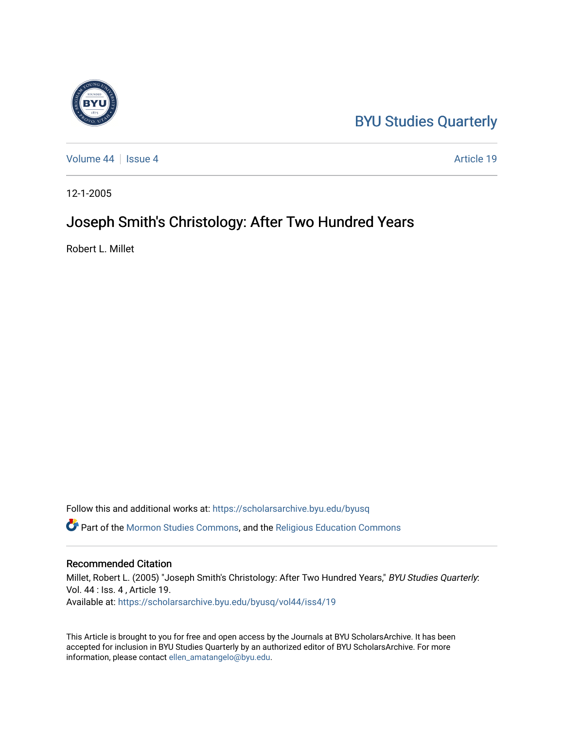BYU Studies Quarterly

Volume 44 | Issue 4 | Article 19

12-1-2005

# Joseph Smith's Christology: After Two Hundred Years

Robert L. Millet

Follow this and additional works at: https://scholarsarchive.byu.edu/byusq

Part of the Mormon Studies Commons, and the Religious Education Commons

## Recommended Citation

Millet, Robert L. (2005) "Joseph Smith's Christology: After Two Hundred Years," *BYU Studies Quarterly*: Vol. 44 : Iss. 4 , Article 19.
Available at: https://scholarsarchive.byu.edu/byusq/vol44/iss4/19

This Article is brought to you for free and open access by the Journals at BYU ScholarsArchive. It has been accepted for inclusion in BYU Studies Quarterly by an authorized editor of BYU ScholarsArchive. For more information, please contact ellen_amatangelo@byu.edu.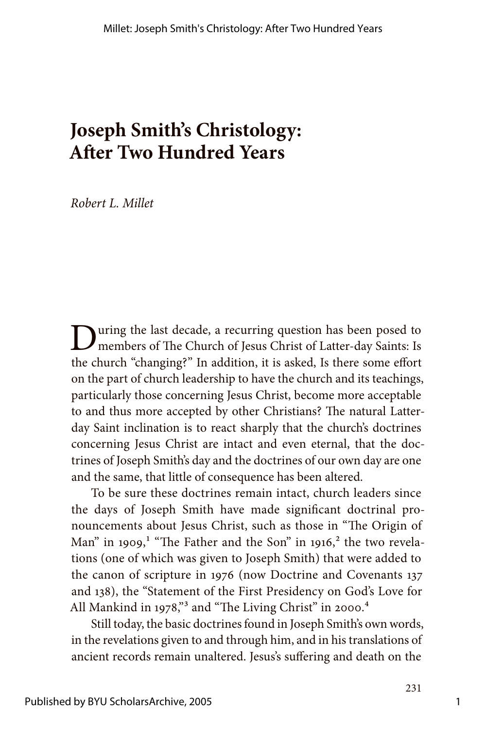# Joseph Smith's Christology: After Two Hundred Years

*Robert L. Millet*

During the last decade, a recurring question has been posed to members of The Church of Jesus Christ of Latter-day Saints: Is the church "changing?" In addition, it is asked, Is there some effort on the part of church leadership to have the church and its teachings, particularly those concerning Jesus Christ, become more acceptable to and thus more accepted by other Christians? The natural Latter-day Saint inclination is to react sharply that the church's doctrines concerning Jesus Christ are intact and even eternal, that the doctrines of Joseph Smith's day and the doctrines of our own day are one and the same, that little of consequence has been altered.

To be sure these doctrines remain intact, church leaders since the days of Joseph Smith have made significant doctrinal pronouncements about Jesus Christ, such as those in "The Origin of Man" in 1909,[1] "The Father and the Son" in 1916,[2] the two revelations (one of which was given to Joseph Smith) that were added to the canon of scripture in 1976 (now Doctrine and Covenants 137 and 138), the "Statement of the First Presidency on God's Love for All Mankind in 1978,"[3] and "The Living Christ" in 2000.[4]

Still today, the basic doctrines found in Joseph Smith's own words, in the revelations given to and through him, and in his translations of ancient records remain unaltered. Jesus's suffering and death on the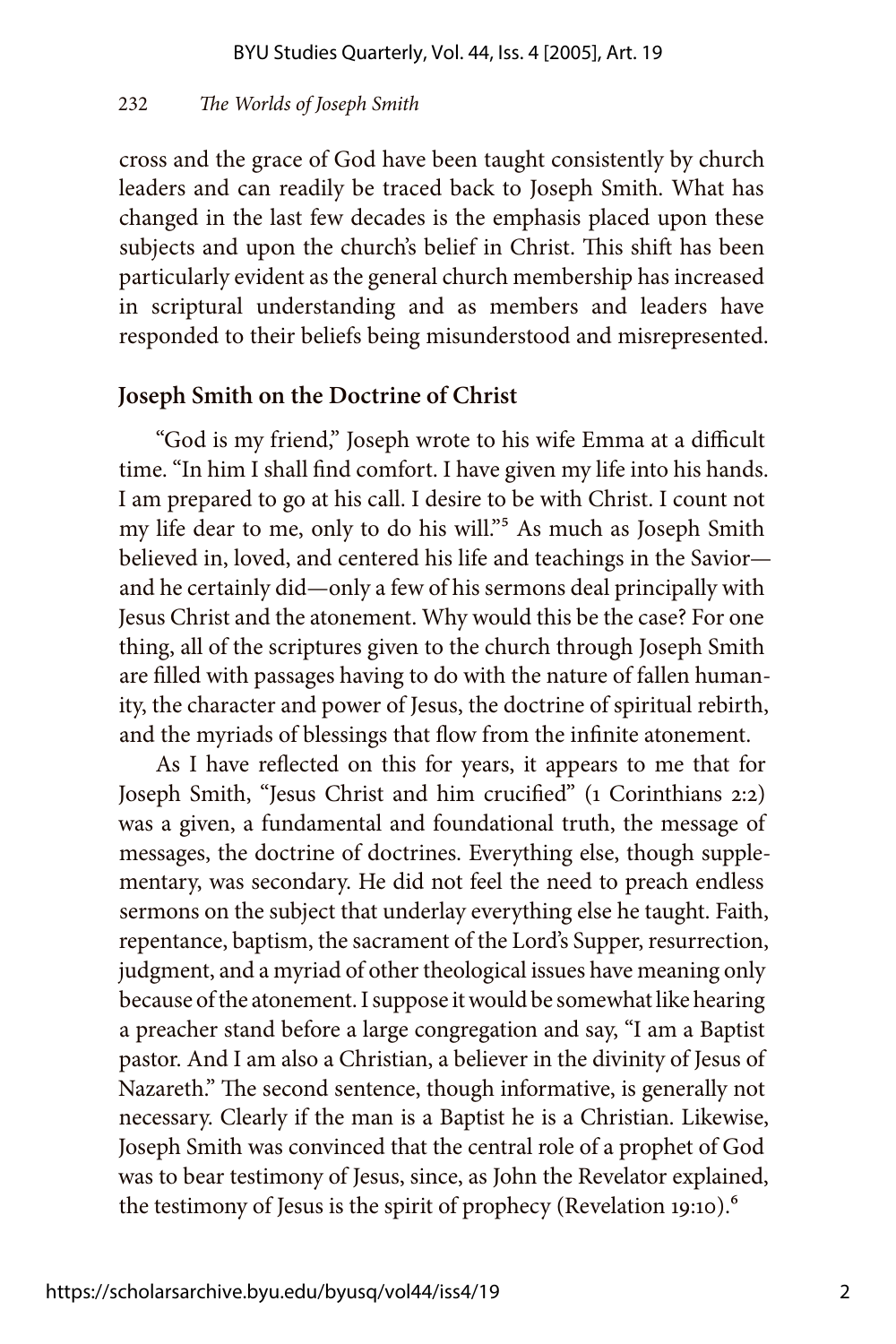cross and the grace of God have been taught consistently by church leaders and can readily be traced back to Joseph Smith. What has changed in the last few decades is the emphasis placed upon these subjects and upon the church's belief in Christ. This shift has been particularly evident as the general church membership has increased in scriptural understanding and as members and leaders have responded to their beliefs being misunderstood and misrepresented.

## Joseph Smith on the Doctrine of Christ

"God is my friend," Joseph wrote to his wife Emma at a difficult time. "In him I shall find comfort. I have given my life into his hands. I am prepared to go at his call. I desire to be with Christ. I count not my life dear to me, only to do his will."[5] As much as Joseph Smith believed in, loved, and centered his life and teachings in the Savior—and he certainly did—only a few of his sermons deal principally with Jesus Christ and the atonement. Why would this be the case? For one thing, all of the scriptures given to the church through Joseph Smith are filled with passages having to do with the nature of fallen humanity, the character and power of Jesus, the doctrine of spiritual rebirth, and the myriads of blessings that flow from the infinite atonement.

As I have reflected on this for years, it appears to me that for Joseph Smith, "Jesus Christ and him crucified" (1 Corinthians 2:2) was a given, a fundamental and foundational truth, the message of messages, the doctrine of doctrines. Everything else, though supplementary, was secondary. He did not feel the need to preach endless sermons on the subject that underlay everything else he taught. Faith, repentance, baptism, the sacrament of the Lord's Supper, resurrection, judgment, and a myriad of other theological issues have meaning only because of the atonement. I suppose it would be somewhat like hearing a preacher stand before a large congregation and say, "I am a Baptist pastor. And I am also a Christian, a believer in the divinity of Jesus of Nazareth." The second sentence, though informative, is generally not necessary. Clearly if the man is a Baptist he is a Christian. Likewise, Joseph Smith was convinced that the central role of a prophet of God was to bear testimony of Jesus, since, as John the Revelator explained, the testimony of Jesus is the spirit of prophecy (Revelation 19:10).[6]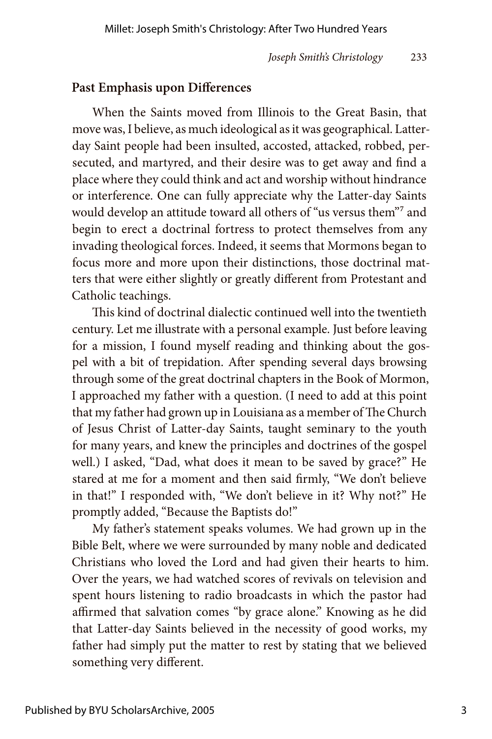## Past Emphasis upon Differences

When the Saints moved from Illinois to the Great Basin, that move was, I believe, as much ideological as it was geographical. Latter-day Saint people had been insulted, accosted, attacked, robbed, persecuted, and martyred, and their desire was to get away and find a place where they could think and act and worship without hindrance or interference. One can fully appreciate why the Latter-day Saints would develop an attitude toward all others of "us versus them"[7] and begin to erect a doctrinal fortress to protect themselves from any invading theological forces. Indeed, it seems that Mormons began to focus more and more upon their distinctions, those doctrinal matters that were either slightly or greatly different from Protestant and Catholic teachings.

This kind of doctrinal dialectic continued well into the twentieth century. Let me illustrate with a personal example. Just before leaving for a mission, I found myself reading and thinking about the gospel with a bit of trepidation. After spending several days browsing through some of the great doctrinal chapters in the Book of Mormon, I approached my father with a question. (I need to add at this point that my father had grown up in Louisiana as a member of The Church of Jesus Christ of Latter-day Saints, taught seminary to the youth for many years, and knew the principles and doctrines of the gospel well.) I asked, "Dad, what does it mean to be saved by grace?" He stared at me for a moment and then said firmly, "We don't believe in that!" I responded with, "We don't believe in it? Why not?" He promptly added, "Because the Baptists do!"

My father's statement speaks volumes. We had grown up in the Bible Belt, where we were surrounded by many noble and dedicated Christians who loved the Lord and had given their hearts to him. Over the years, we had watched scores of revivals on television and spent hours listening to radio broadcasts in which the pastor had affirmed that salvation comes "by grace alone." Knowing as he did that Latter-day Saints believed in the necessity of good works, my father had simply put the matter to rest by stating that we believed something very different.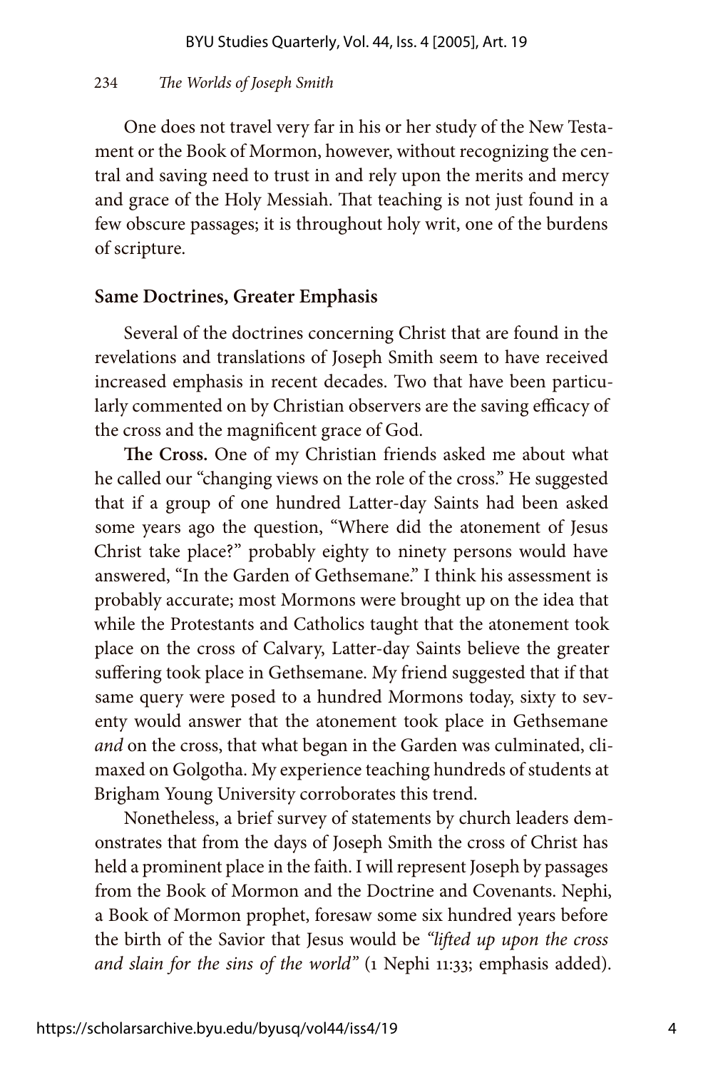One does not travel very far in his or her study of the New Testament or the Book of Mormon, however, without recognizing the central and saving need to trust in and rely upon the merits and mercy and grace of the Holy Messiah. That teaching is not just found in a few obscure passages; it is throughout holy writ, one of the burdens of scripture.

## Same Doctrines, Greater Emphasis

Several of the doctrines concerning Christ that are found in the revelations and translations of Joseph Smith seem to have received increased emphasis in recent decades. Two that have been particularly commented on by Christian observers are the saving efficacy of the cross and the magnificent grace of God.

**The Cross.** One of my Christian friends asked me about what he called our "changing views on the role of the cross." He suggested that if a group of one hundred Latter-day Saints had been asked some years ago the question, "Where did the atonement of Jesus Christ take place?" probably eighty to ninety persons would have answered, "In the Garden of Gethsemane." I think his assessment is probably accurate; most Mormons were brought up on the idea that while the Protestants and Catholics taught that the atonement took place on the cross of Calvary, Latter-day Saints believe the greater suffering took place in Gethsemane. My friend suggested that if that same query were posed to a hundred Mormons today, sixty to seventy would answer that the atonement took place in Gethsemane *and* on the cross, that what began in the Garden was culminated, climaxed on Golgotha. My experience teaching hundreds of students at Brigham Young University corroborates this trend.

Nonetheless, a brief survey of statements by church leaders demonstrates that from the days of Joseph Smith the cross of Christ has held a prominent place in the faith. I will represent Joseph by passages from the Book of Mormon and the Doctrine and Covenants. Nephi, a Book of Mormon prophet, foresaw some six hundred years before the birth of the Savior that Jesus would be *"lifted up upon the cross and slain for the sins of the world"* (1 Nephi 11:33; emphasis added).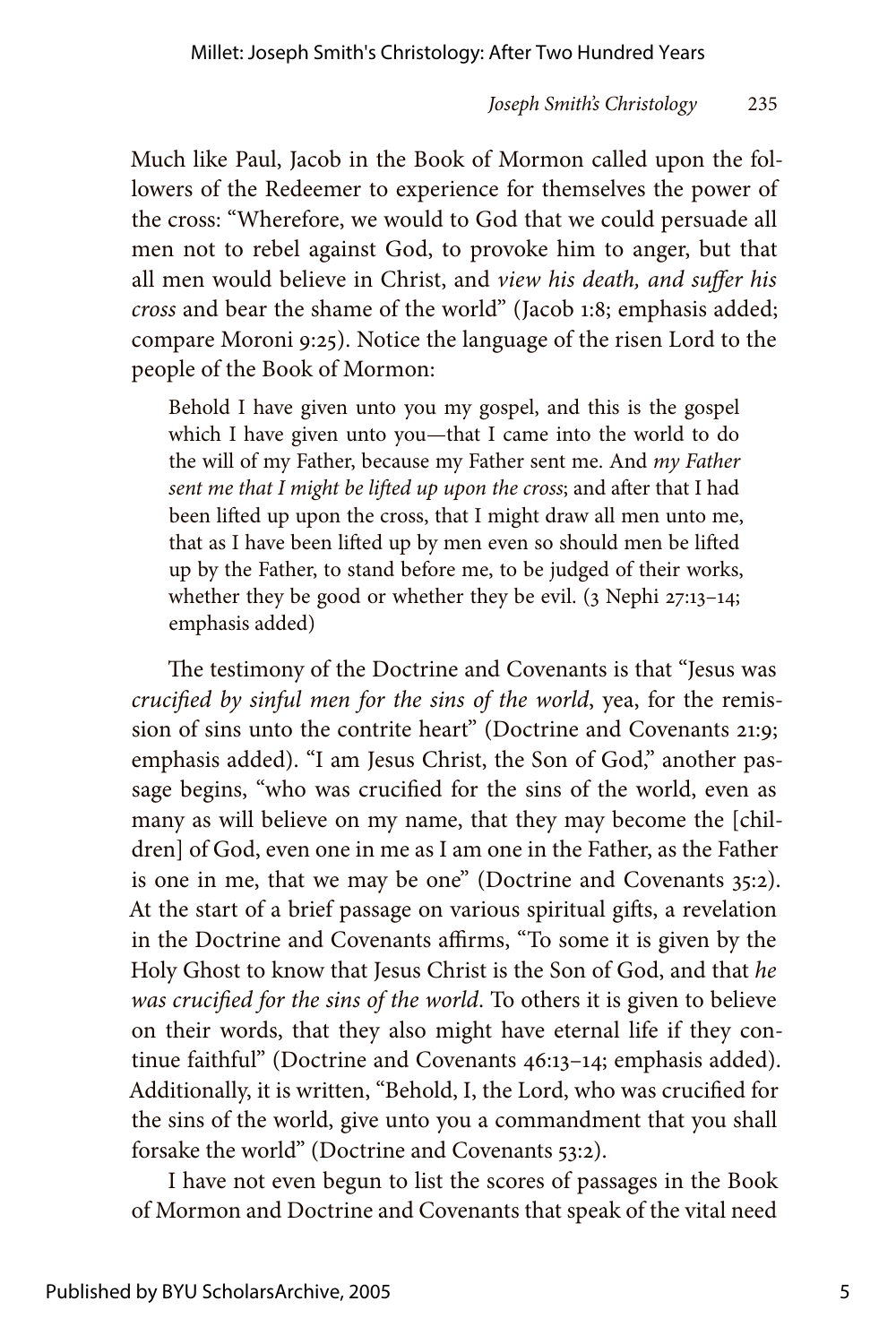Much like Paul, Jacob in the Book of Mormon called upon the followers of the Redeemer to experience for themselves the power of the cross: "Wherefore, we would to God that we could persuade all men not to rebel against God, to provoke him to anger, but that all men would believe in Christ, and *view his death, and suffer his cross* and bear the shame of the world" (Jacob 1:8; emphasis added; compare Moroni 9:25). Notice the language of the risen Lord to the people of the Book of Mormon:

> Behold I have given unto you my gospel, and this is the gospel which I have given unto you—that I came into the world to do the will of my Father, because my Father sent me. And *my Father sent me that I might be lifted up upon the cross*; and after that I had been lifted up upon the cross, that I might draw all men unto me, that as I have been lifted up by men even so should men be lifted up by the Father, to stand before me, to be judged of their works, whether they be good or whether they be evil. (3 Nephi 27:13–14; emphasis added)

The testimony of the Doctrine and Covenants is that "Jesus was *crucified by sinful men for the sins of the world*, yea, for the remission of sins unto the contrite heart" (Doctrine and Covenants 21:9; emphasis added). "I am Jesus Christ, the Son of God," another passage begins, "who was crucified for the sins of the world, even as many as will believe on my name, that they may become the [children] of God, even one in me as I am one in the Father, as the Father is one in me, that we may be one" (Doctrine and Covenants 35:2). At the start of a brief passage on various spiritual gifts, a revelation in the Doctrine and Covenants affirms, "To some it is given by the Holy Ghost to know that Jesus Christ is the Son of God, and that *he was crucified for the sins of the world*. To others it is given to believe on their words, that they also might have eternal life if they continue faithful" (Doctrine and Covenants 46:13–14; emphasis added). Additionally, it is written, "Behold, I, the Lord, who was crucified for the sins of the world, give unto you a commandment that you shall forsake the world" (Doctrine and Covenants 53:2).

I have not even begun to list the scores of passages in the Book of Mormon and Doctrine and Covenants that speak of the vital need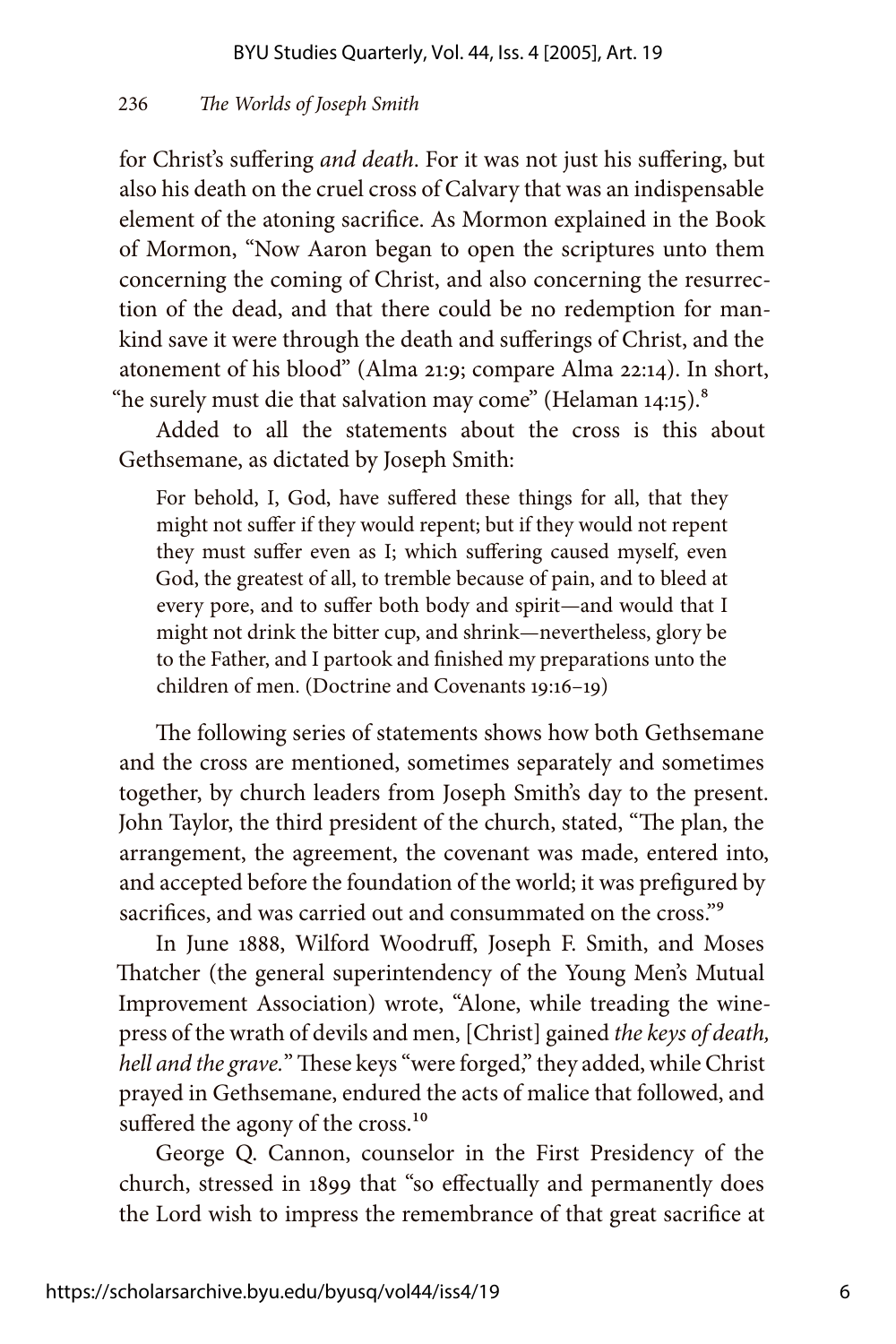for Christ's suffering *and death*. For it was not just his suffering, but also his death on the cruel cross of Calvary that was an indispensable element of the atoning sacrifice. As Mormon explained in the Book of Mormon, "Now Aaron began to open the scriptures unto them concerning the coming of Christ, and also concerning the resurrection of the dead, and that there could be no redemption for mankind save it were through the death and sufferings of Christ, and the atonement of his blood" (Alma 21:9; compare Alma 22:14). In short, "he surely must die that salvation may come" (Helaman 14:15).[8]

Added to all the statements about the cross is this about Gethsemane, as dictated by Joseph Smith:

> For behold, I, God, have suffered these things for all, that they might not suffer if they would repent; but if they would not repent they must suffer even as I; which suffering caused myself, even God, the greatest of all, to tremble because of pain, and to bleed at every pore, and to suffer both body and spirit—and would that I might not drink the bitter cup, and shrink—nevertheless, glory be to the Father, and I partook and finished my preparations unto the children of men. (Doctrine and Covenants 19:16–19)

The following series of statements shows how both Gethsemane and the cross are mentioned, sometimes separately and sometimes together, by church leaders from Joseph Smith's day to the present. John Taylor, the third president of the church, stated, "The plan, the arrangement, the agreement, the covenant was made, entered into, and accepted before the foundation of the world; it was prefigured by sacrifices, and was carried out and consummated on the cross."[9]

In June 1888, Wilford Woodruff, Joseph F. Smith, and Moses Thatcher (the general superintendency of the Young Men's Mutual Improvement Association) wrote, "Alone, while treading the winepress of the wrath of devils and men, [Christ] gained *the keys of death, hell and the grave*." These keys "were forged," they added, while Christ prayed in Gethsemane, endured the acts of malice that followed, and suffered the agony of the cross.[10]

George Q. Cannon, counselor in the First Presidency of the church, stressed in 1899 that "so effectually and permanently does the Lord wish to impress the remembrance of that great sacrifice at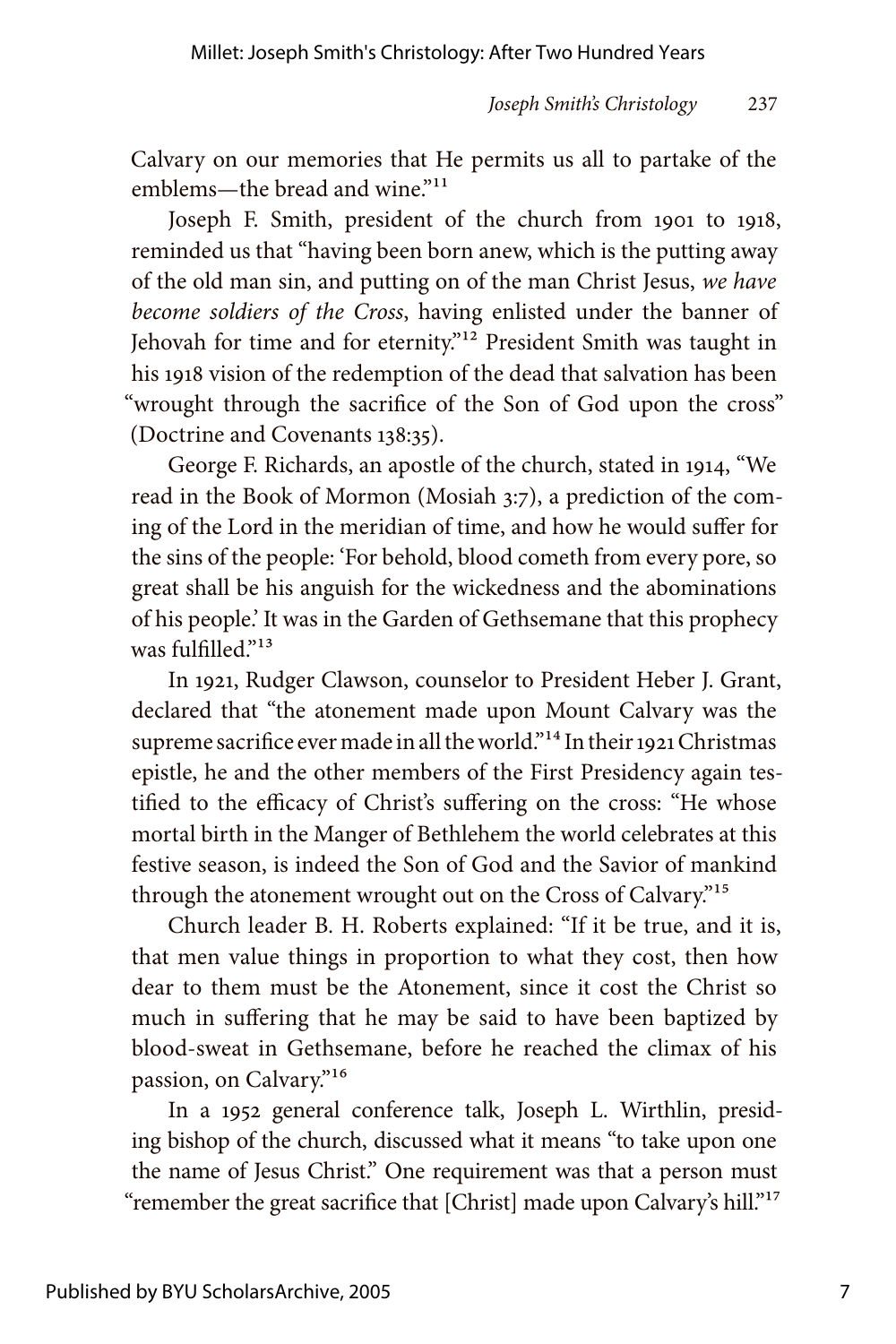Calvary on our memories that He permits us all to partake of the emblems—the bread and wine."[11]

Joseph F. Smith, president of the church from 1901 to 1918, reminded us that "having been born anew, which is the putting away of the old man sin, and putting on of the man Christ Jesus, *we have become soldiers of the Cross*, having enlisted under the banner of Jehovah for time and for eternity."[12] President Smith was taught in his 1918 vision of the redemption of the dead that salvation has been "wrought through the sacrifice of the Son of God upon the cross" (Doctrine and Covenants 138:35).

George F. Richards, an apostle of the church, stated in 1914, "We read in the Book of Mormon (Mosiah 3:7), a prediction of the coming of the Lord in the meridian of time, and how he would suffer for the sins of the people: 'For behold, blood cometh from every pore, so great shall be his anguish for the wickedness and the abominations of his people.' It was in the Garden of Gethsemane that this prophecy was fulfilled."[13]

In 1921, Rudger Clawson, counselor to President Heber J. Grant, declared that "the atonement made upon Mount Calvary was the supreme sacrifice ever made in all the world."[14] In their 1921 Christmas epistle, he and the other members of the First Presidency again testified to the efficacy of Christ's suffering on the cross: "He whose mortal birth in the Manger of Bethlehem the world celebrates at this festive season, is indeed the Son of God and the Savior of mankind through the atonement wrought out on the Cross of Calvary."[15]

Church leader B. H. Roberts explained: "If it be true, and it is, that men value things in proportion to what they cost, then how dear to them must be the Atonement, since it cost the Christ so much in suffering that he may be said to have been baptized by blood-sweat in Gethsemane, before he reached the climax of his passion, on Calvary."[16]

In a 1952 general conference talk, Joseph L. Wirthlin, presiding bishop of the church, discussed what it means "to take upon one the name of Jesus Christ." One requirement was that a person must "remember the great sacrifice that [Christ] made upon Calvary's hill."[17]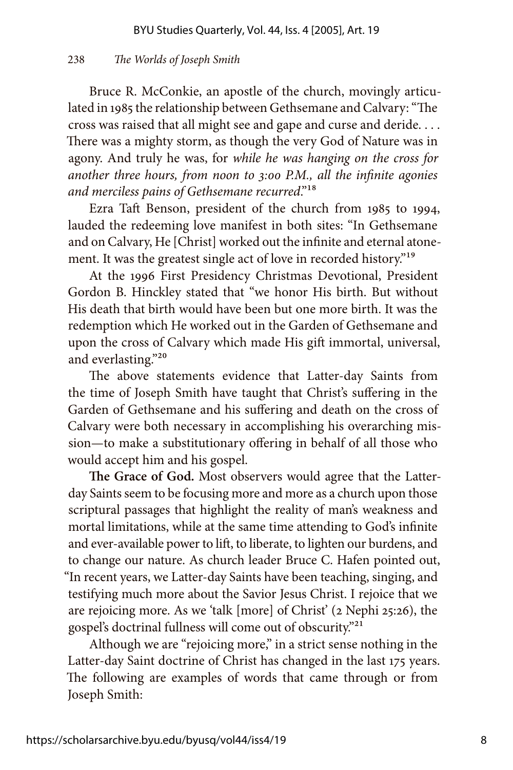Bruce R. McConkie, an apostle of the church, movingly articulated in 1985 the relationship between Gethsemane and Calvary: "The cross was raised that all might see and gape and curse and deride. . . . There was a mighty storm, as though the very God of Nature was in agony. And truly he was, for *while he was hanging on the cross for another three hours, from noon to 3:00 P.M., all the infinite agonies and merciless pains of Gethsemane recurred*."[18]

Ezra Taft Benson, president of the church from 1985 to 1994, lauded the redeeming love manifest in both sites: "In Gethsemane and on Calvary, He [Christ] worked out the infinite and eternal atonement. It was the greatest single act of love in recorded history."[19]

At the 1996 First Presidency Christmas Devotional, President Gordon B. Hinckley stated that "we honor His birth. But without His death that birth would have been but one more birth. It was the redemption which He worked out in the Garden of Gethsemane and upon the cross of Calvary which made His gift immortal, universal, and everlasting."[20]

The above statements evidence that Latter-day Saints from the time of Joseph Smith have taught that Christ's suffering in the Garden of Gethsemane and his suffering and death on the cross of Calvary were both necessary in accomplishing his overarching mission—to make a substitutionary offering in behalf of all those who would accept him and his gospel.

**The Grace of God.** Most observers would agree that the Latter-day Saints seem to be focusing more and more as a church upon those scriptural passages that highlight the reality of man's weakness and mortal limitations, while at the same time attending to God's infinite and ever-available power to lift, to liberate, to lighten our burdens, and to change our nature. As church leader Bruce C. Hafen pointed out, "In recent years, we Latter-day Saints have been teaching, singing, and testifying much more about the Savior Jesus Christ. I rejoice that we are rejoicing more. As we 'talk [more] of Christ' (2 Nephi 25:26), the gospel's doctrinal fullness will come out of obscurity."[21]

Although we are "rejoicing more," in a strict sense nothing in the Latter-day Saint doctrine of Christ has changed in the last 175 years. The following are examples of words that came through or from Joseph Smith: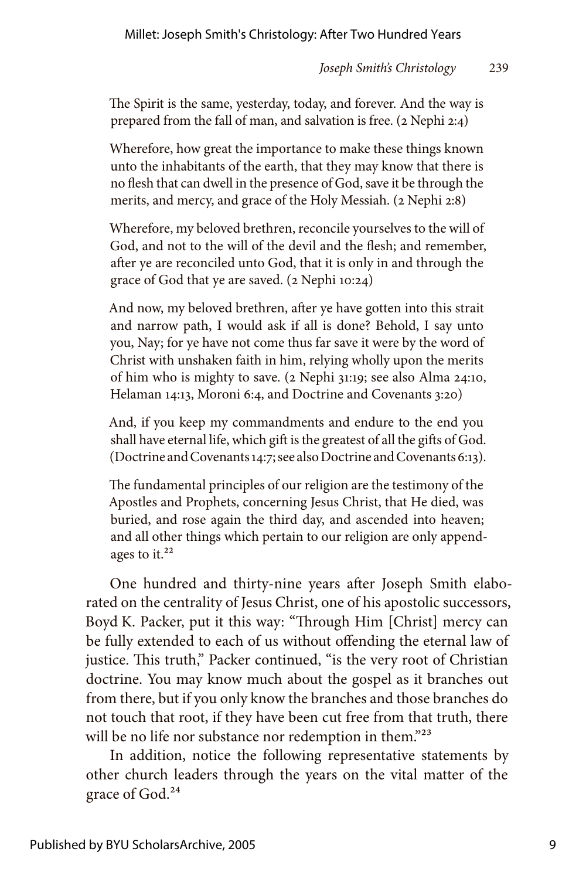> The Spirit is the same, yesterday, today, and forever. And the way is prepared from the fall of man, and salvation is free. (2 Nephi 2:4)

> Wherefore, how great the importance to make these things known unto the inhabitants of the earth, that they may know that there is no flesh that can dwell in the presence of God, save it be through the merits, and mercy, and grace of the Holy Messiah. (2 Nephi 2:8)

> Wherefore, my beloved brethren, reconcile yourselves to the will of God, and not to the will of the devil and the flesh; and remember, after ye are reconciled unto God, that it is only in and through the grace of God that ye are saved. (2 Nephi 10:24)

> And now, my beloved brethren, after ye have gotten into this strait and narrow path, I would ask if all is done? Behold, I say unto you, Nay; for ye have not come thus far save it were by the word of Christ with unshaken faith in him, relying wholly upon the merits of him who is mighty to save. (2 Nephi 31:19; see also Alma 24:10, Helaman 14:13, Moroni 6:4, and Doctrine and Covenants 3:20)

> And, if you keep my commandments and endure to the end you shall have eternal life, which gift is the greatest of all the gifts of God. (Doctrine and Covenants 14:7; see also Doctrine and Covenants 6:13).

> The fundamental principles of our religion are the testimony of the Apostles and Prophets, concerning Jesus Christ, that He died, was buried, and rose again the third day, and ascended into heaven; and all other things which pertain to our religion are only appendages to it.[22]

One hundred and thirty-nine years after Joseph Smith elaborated on the centrality of Jesus Christ, one of his apostolic successors, Boyd K. Packer, put it this way: "Through Him [Christ] mercy can be fully extended to each of us without offending the eternal law of justice. This truth," Packer continued, "is the very root of Christian doctrine. You may know much about the gospel as it branches out from there, but if you only know the branches and those branches do not touch that root, if they have been cut free from that truth, there will be no life nor substance nor redemption in them."[23]

In addition, notice the following representative statements by other church leaders through the years on the vital matter of the grace of God.[24]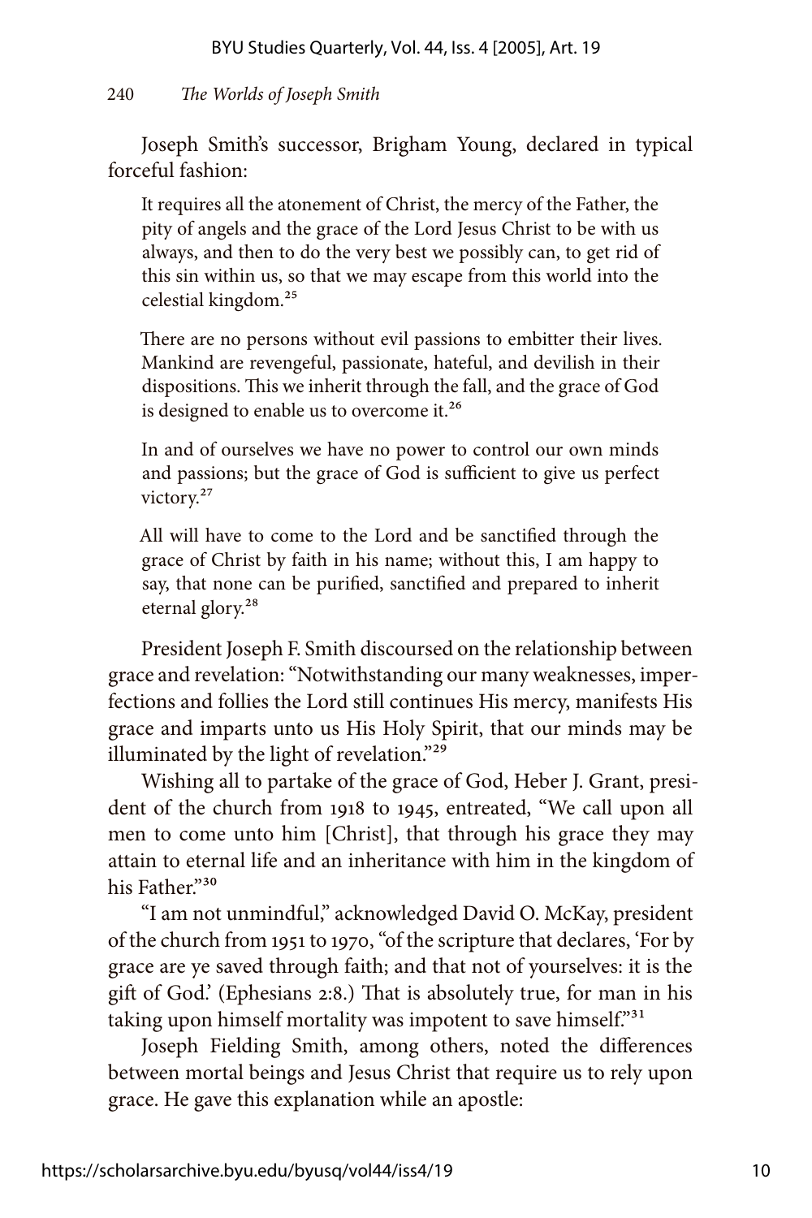Joseph Smith's successor, Brigham Young, declared in typical forceful fashion:

> It requires all the atonement of Christ, the mercy of the Father, the pity of angels and the grace of the Lord Jesus Christ to be with us always, and then to do the very best we possibly can, to get rid of this sin within us, so that we may escape from this world into the celestial kingdom.[25]
>
> There are no persons without evil passions to embitter their lives. Mankind are revengeful, passionate, hateful, and devilish in their dispositions. This we inherit through the fall, and the grace of God is designed to enable us to overcome it.[26]
>
> In and of ourselves we have no power to control our own minds and passions; but the grace of God is sufficient to give us perfect victory.[27]
>
> All will have to come to the Lord and be sanctified through the grace of Christ by faith in his name; without this, I am happy to say, that none can be purified, sanctified and prepared to inherit eternal glory.[28]

President Joseph F. Smith discoursed on the relationship between grace and revelation: "Notwithstanding our many weaknesses, imperfections and follies the Lord still continues His mercy, manifests His grace and imparts unto us His Holy Spirit, that our minds may be illuminated by the light of revelation."[29]

Wishing all to partake of the grace of God, Heber J. Grant, president of the church from 1918 to 1945, entreated, "We call upon all men to come unto him [Christ], that through his grace they may attain to eternal life and an inheritance with him in the kingdom of his Father."[30]

"I am not unmindful," acknowledged David O. McKay, president of the church from 1951 to 1970, "of the scripture that declares, 'For by grace are ye saved through faith; and that not of yourselves: it is the gift of God.' (Ephesians 2:8.) That is absolutely true, for man in his taking upon himself mortality was impotent to save himself."[31]

Joseph Fielding Smith, among others, noted the differences between mortal beings and Jesus Christ that require us to rely upon grace. He gave this explanation while an apostle: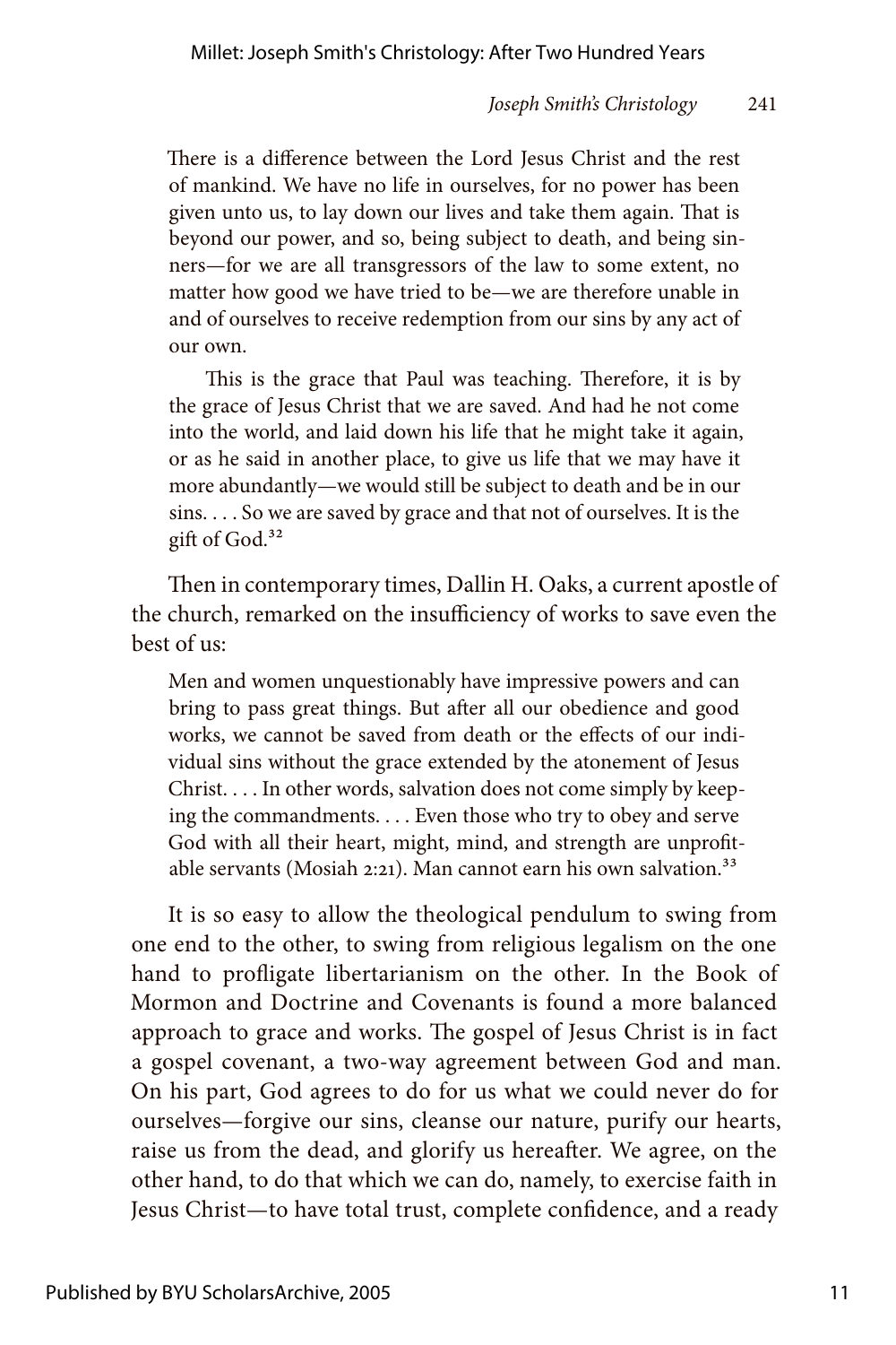> There is a difference between the Lord Jesus Christ and the rest of mankind. We have no life in ourselves, for no power has been given unto us, to lay down our lives and take them again. That is beyond our power, and so, being subject to death, and being sinners—for we are all transgressors of the law to some extent, no matter how good we have tried to be—we are therefore unable in and of ourselves to receive redemption from our sins by any act of our own.
>
> This is the grace that Paul was teaching. Therefore, it is by the grace of Jesus Christ that we are saved. And had he not come into the world, and laid down his life that he might take it again, or as he said in another place, to give us life that we may have it more abundantly—we would still be subject to death and be in our sins. . . . So we are saved by grace and that not of ourselves. It is the gift of God.[32]

Then in contemporary times, Dallin H. Oaks, a current apostle of the church, remarked on the insufficiency of works to save even the best of us:

> Men and women unquestionably have impressive powers and can bring to pass great things. But after all our obedience and good works, we cannot be saved from death or the effects of our individual sins without the grace extended by the atonement of Jesus Christ. . . . In other words, salvation does not come simply by keeping the commandments. . . . Even those who try to obey and serve God with all their heart, might, mind, and strength are unprofitable servants (Mosiah 2:21). Man cannot earn his own salvation.[33]

It is so easy to allow the theological pendulum to swing from one end to the other, to swing from religious legalism on the one hand to profligate libertarianism on the other. In the Book of Mormon and Doctrine and Covenants is found a more balanced approach to grace and works. The gospel of Jesus Christ is in fact a gospel covenant, a two-way agreement between God and man. On his part, God agrees to do for us what we could never do for ourselves—forgive our sins, cleanse our nature, purify our hearts, raise us from the dead, and glorify us hereafter. We agree, on the other hand, to do that which we can do, namely, to exercise faith in Jesus Christ—to have total trust, complete confidence, and a ready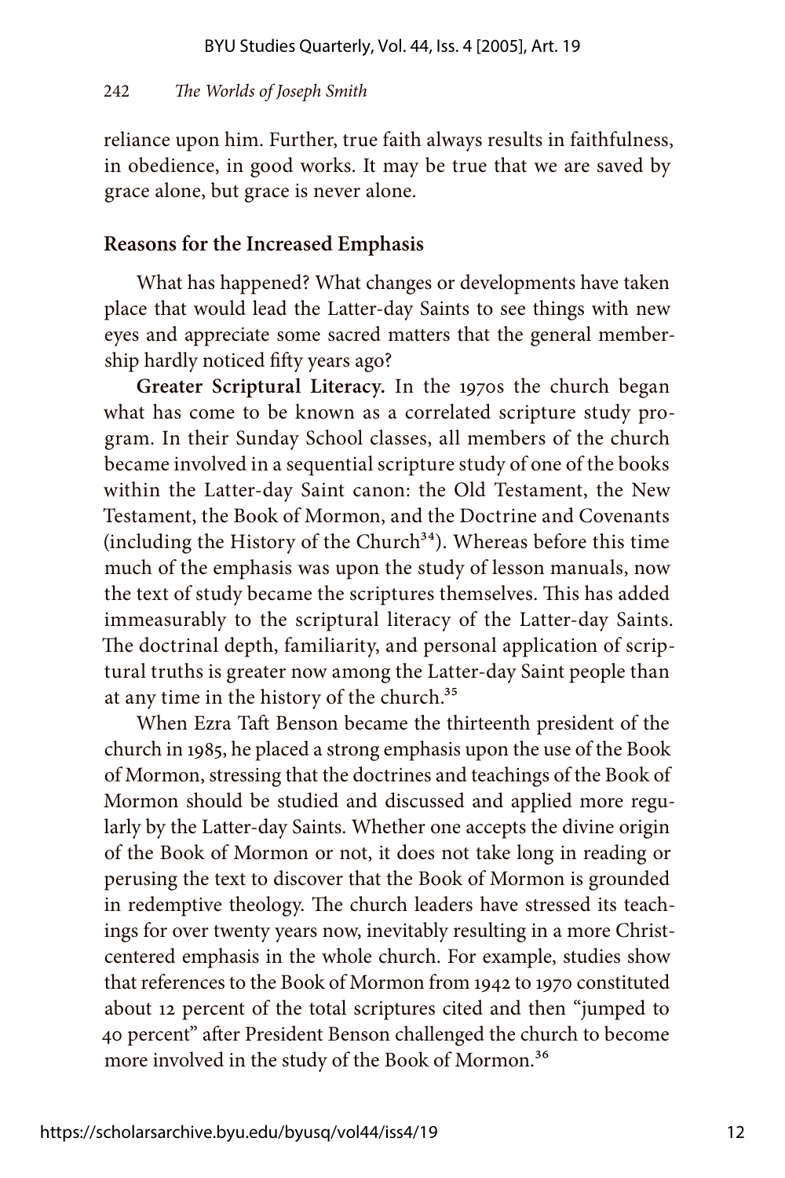reliance upon him. Further, true faith always results in faithfulness, in obedience, in good works. It may be true that we are saved by grace alone, but grace is never alone.

## Reasons for the Increased Emphasis

What has happened? What changes or developments have taken place that would lead the Latter-day Saints to see things with new eyes and appreciate some sacred matters that the general membership hardly noticed fifty years ago?

**Greater Scriptural Literacy.** In the 1970s the church began what has come to be known as a correlated scripture study program. In their Sunday School classes, all members of the church became involved in a sequential scripture study of one of the books within the Latter-day Saint canon: the Old Testament, the New Testament, the Book of Mormon, and the Doctrine and Covenants (including the History of the Church[34]). Whereas before this time much of the emphasis was upon the study of lesson manuals, now the text of study became the scriptures themselves. This has added immeasurably to the scriptural literacy of the Latter-day Saints. The doctrinal depth, familiarity, and personal application of scriptural truths is greater now among the Latter-day Saint people than at any time in the history of the church.[35]

When Ezra Taft Benson became the thirteenth president of the church in 1985, he placed a strong emphasis upon the use of the Book of Mormon, stressing that the doctrines and teachings of the Book of Mormon should be studied and discussed and applied more regularly by the Latter-day Saints. Whether one accepts the divine origin of the Book of Mormon or not, it does not take long in reading or perusing the text to discover that the Book of Mormon is grounded in redemptive theology. The church leaders have stressed its teachings for over twenty years now, inevitably resulting in a more Christ-centered emphasis in the whole church. For example, studies show that references to the Book of Mormon from 1942 to 1970 constituted about 12 percent of the total scriptures cited and then "jumped to 40 percent" after President Benson challenged the church to become more involved in the study of the Book of Mormon.[36]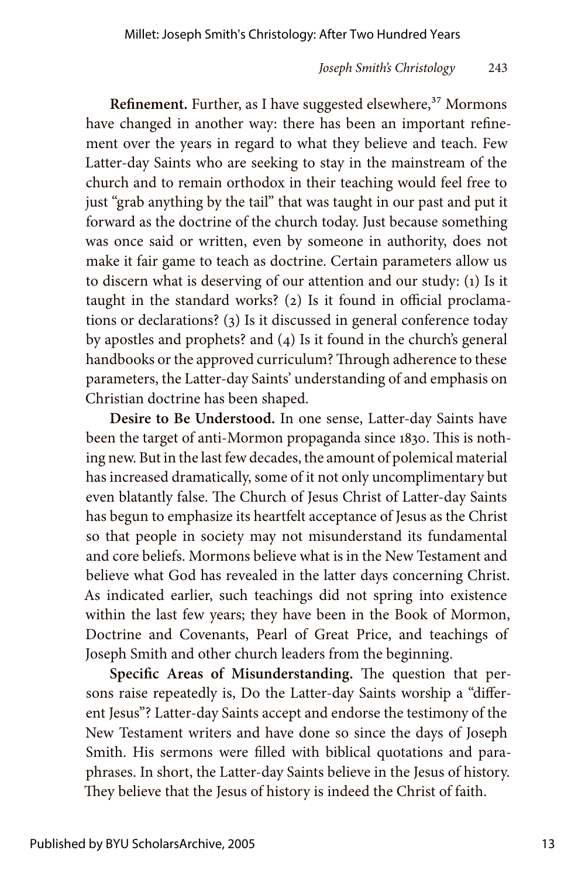**Refinement.** Further, as I have suggested elsewhere,[37] Mormons have changed in another way: there has been an important refinement over the years in regard to what they believe and teach. Few Latter-day Saints who are seeking to stay in the mainstream of the church and to remain orthodox in their teaching would feel free to just "grab anything by the tail" that was taught in our past and put it forward as the doctrine of the church today. Just because something was once said or written, even by someone in authority, does not make it fair game to teach as doctrine. Certain parameters allow us to discern what is deserving of our attention and our study: (1) Is it taught in the standard works? (2) Is it found in official proclamations or declarations? (3) Is it discussed in general conference today by apostles and prophets? and (4) Is it found in the church's general handbooks or the approved curriculum? Through adherence to these parameters, the Latter-day Saints' understanding of and emphasis on Christian doctrine has been shaped.

**Desire to Be Understood.** In one sense, Latter-day Saints have been the target of anti-Mormon propaganda since 1830. This is nothing new. But in the last few decades, the amount of polemical material has increased dramatically, some of it not only uncomplimentary but even blatantly false. The Church of Jesus Christ of Latter-day Saints has begun to emphasize its heartfelt acceptance of Jesus as the Christ so that people in society may not misunderstand its fundamental and core beliefs. Mormons believe what is in the New Testament and believe what God has revealed in the latter days concerning Christ. As indicated earlier, such teachings did not spring into existence within the last few years; they have been in the Book of Mormon, Doctrine and Covenants, Pearl of Great Price, and teachings of Joseph Smith and other church leaders from the beginning.

**Specific Areas of Misunderstanding.** The question that persons raise repeatedly is, Do the Latter-day Saints worship a "different Jesus"? Latter-day Saints accept and endorse the testimony of the New Testament writers and have done so since the days of Joseph Smith. His sermons were filled with biblical quotations and paraphrases. In short, the Latter-day Saints believe in the Jesus of history. They believe that the Jesus of history is indeed the Christ of faith.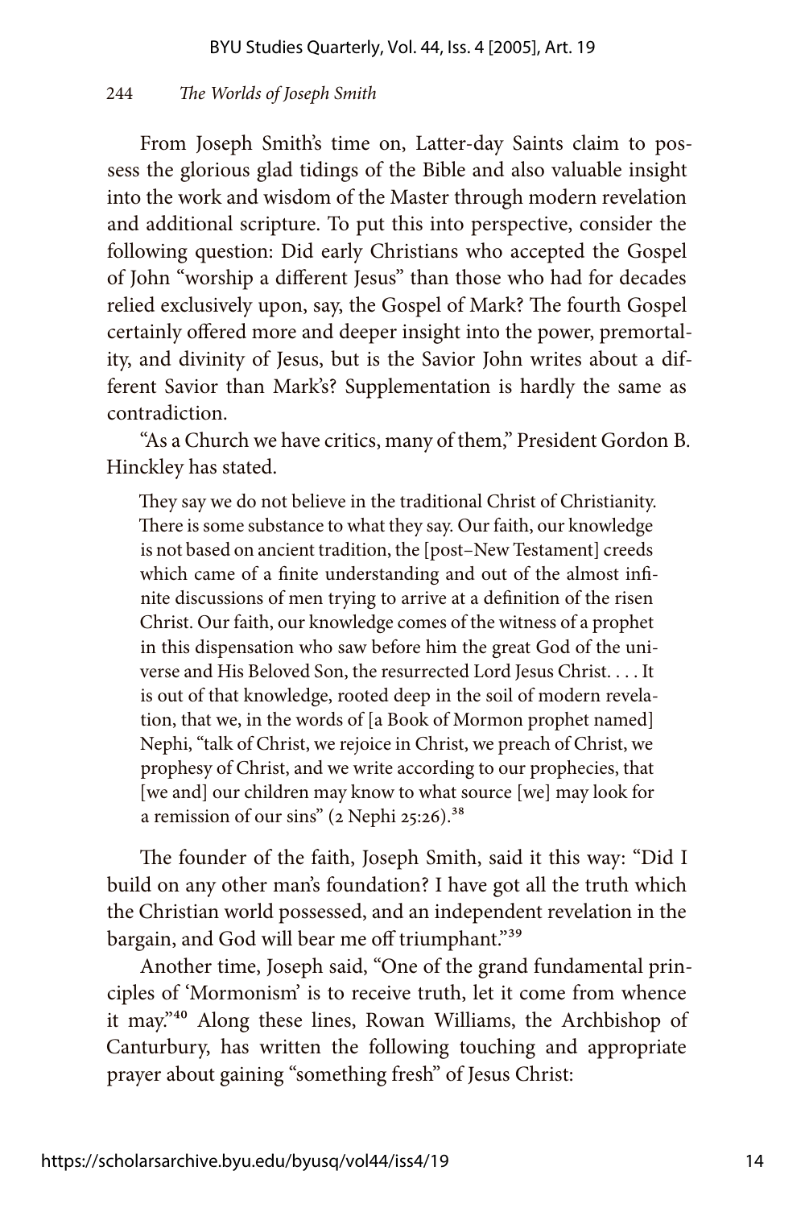From Joseph Smith's time on, Latter-day Saints claim to possess the glorious glad tidings of the Bible and also valuable insight into the work and wisdom of the Master through modern revelation and additional scripture. To put this into perspective, consider the following question: Did early Christians who accepted the Gospel of John "worship a different Jesus" than those who had for decades relied exclusively upon, say, the Gospel of Mark? The fourth Gospel certainly offered more and deeper insight into the power, premortality, and divinity of Jesus, but is the Savior John writes about a different Savior than Mark's? Supplementation is hardly the same as contradiction.

"As a Church we have critics, many of them," President Gordon B. Hinckley has stated.

> They say we do not believe in the traditional Christ of Christianity. There is some substance to what they say. Our faith, our knowledge is not based on ancient tradition, the [post–New Testament] creeds which came of a finite understanding and out of the almost infinite discussions of men trying to arrive at a definition of the risen Christ. Our faith, our knowledge comes of the witness of a prophet in this dispensation who saw before him the great God of the universe and His Beloved Son, the resurrected Lord Jesus Christ. . . . It is out of that knowledge, rooted deep in the soil of modern revelation, that we, in the words of [a Book of Mormon prophet named] Nephi, "talk of Christ, we rejoice in Christ, we preach of Christ, we prophesy of Christ, and we write according to our prophecies, that [we and] our children may know to what source [we] may look for a remission of our sins" (2 Nephi 25:26).[38]

The founder of the faith, Joseph Smith, said it this way: "Did I build on any other man's foundation? I have got all the truth which the Christian world possessed, and an independent revelation in the bargain, and God will bear me off triumphant."[39]

Another time, Joseph said, "One of the grand fundamental principles of 'Mormonism' is to receive truth, let it come from whence it may."[40] Along these lines, Rowan Williams, the Archbishop of Canturbury, has written the following touching and appropriate prayer about gaining "something fresh" of Jesus Christ: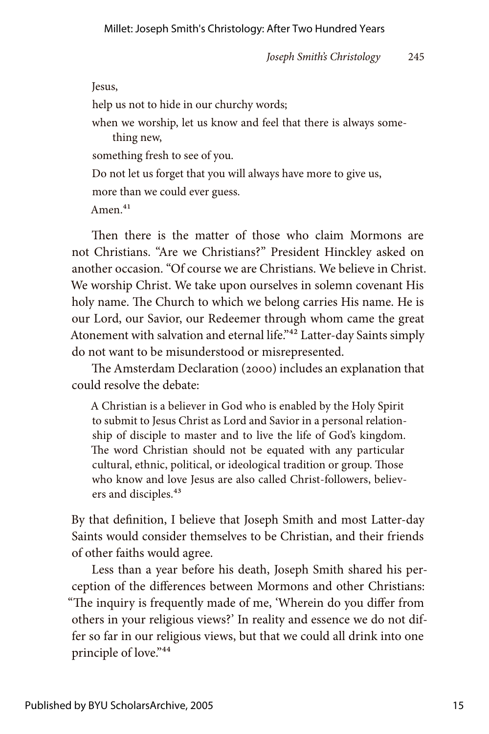Jesus,

help us not to hide in our churchy words;

when we worship, let us know and feel that there is always something new,

something fresh to see of you.

Do not let us forget that you will always have more to give us,

more than we could ever guess.

Amen.[41]

Then there is the matter of those who claim Mormons are not Christians. "Are we Christians?" President Hinckley asked on another occasion. "Of course we are Christians. We believe in Christ. We worship Christ. We take upon ourselves in solemn covenant His holy name. The Church to which we belong carries His name. He is our Lord, our Savior, our Redeemer through whom came the great Atonement with salvation and eternal life."[42] Latter-day Saints simply do not want to be misunderstood or misrepresented.

The Amsterdam Declaration (2000) includes an explanation that could resolve the debate:

> A Christian is a believer in God who is enabled by the Holy Spirit to submit to Jesus Christ as Lord and Savior in a personal relationship of disciple to master and to live the life of God's kingdom. The word Christian should not be equated with any particular cultural, ethnic, political, or ideological tradition or group. Those who know and love Jesus are also called Christ-followers, believers and disciples.[43]

By that definition, I believe that Joseph Smith and most Latter-day Saints would consider themselves to be Christian, and their friends of other faiths would agree.

Less than a year before his death, Joseph Smith shared his perception of the differences between Mormons and other Christians: "The inquiry is frequently made of me, 'Wherein do you differ from others in your religious views?' In reality and essence we do not differ so far in our religious views, but that we could all drink into one principle of love."[44]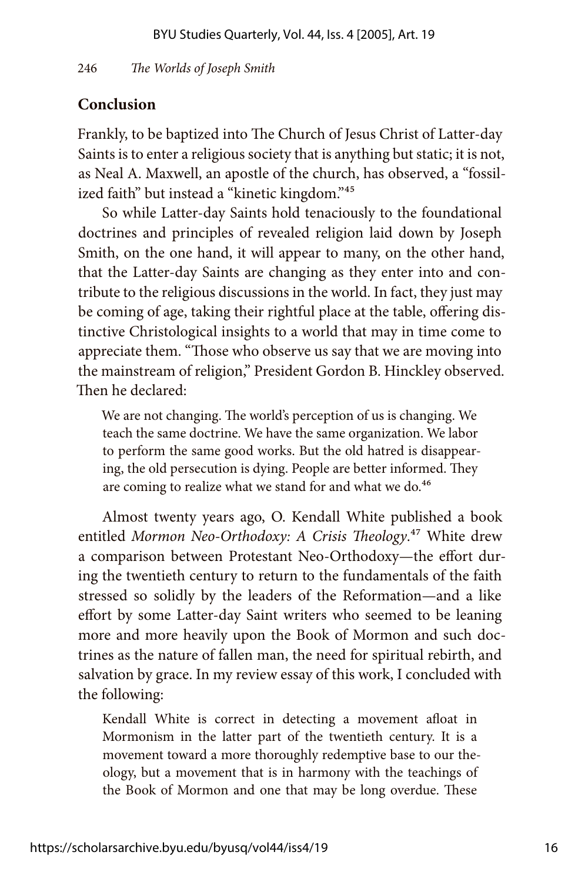## Conclusion

Frankly, to be baptized into The Church of Jesus Christ of Latter-day Saints is to enter a religious society that is anything but static; it is not, as Neal A. Maxwell, an apostle of the church, has observed, a "fossilized faith" but instead a "kinetic kingdom."[45]

So while Latter-day Saints hold tenaciously to the foundational doctrines and principles of revealed religion laid down by Joseph Smith, on the one hand, it will appear to many, on the other hand, that the Latter-day Saints are changing as they enter into and contribute to the religious discussions in the world. In fact, they just may be coming of age, taking their rightful place at the table, offering distinctive Christological insights to a world that may in time come to appreciate them. "Those who observe us say that we are moving into the mainstream of religion," President Gordon B. Hinckley observed. Then he declared:

> We are not changing. The world's perception of us is changing. We teach the same doctrine. We have the same organization. We labor to perform the same good works. But the old hatred is disappearing, the old persecution is dying. People are better informed. They are coming to realize what we stand for and what we do.[46]

Almost twenty years ago, O. Kendall White published a book entitled *Mormon Neo-Orthodoxy: A Crisis Theology*.[47] White drew a comparison between Protestant Neo-Orthodoxy—the effort during the twentieth century to return to the fundamentals of the faith stressed so solidly by the leaders of the Reformation—and a like effort by some Latter-day Saint writers who seemed to be leaning more and more heavily upon the Book of Mormon and such doctrines as the nature of fallen man, the need for spiritual rebirth, and salvation by grace. In my review essay of this work, I concluded with the following:

> Kendall White is correct in detecting a movement afloat in Mormonism in the latter part of the twentieth century. It is a movement toward a more thoroughly redemptive base to our theology, but a movement that is in harmony with the teachings of the Book of Mormon and one that may be long overdue. These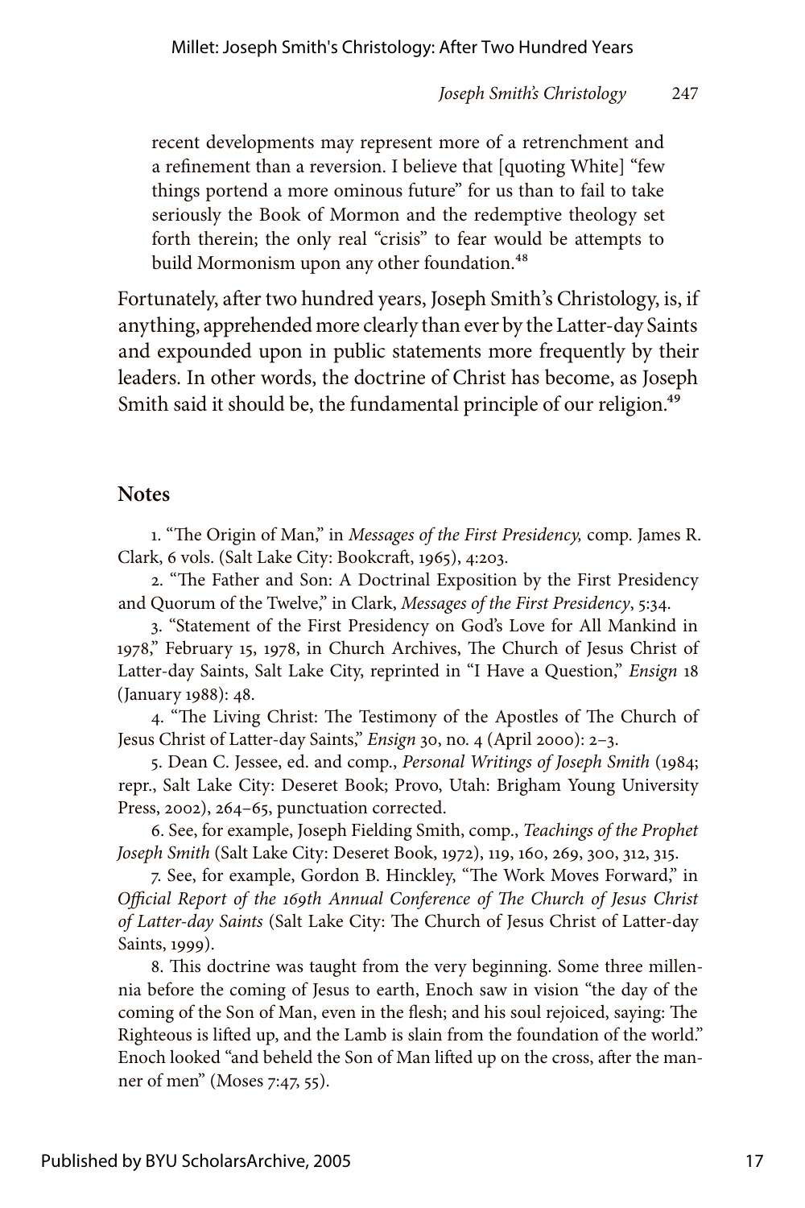recent developments may represent more of a retrenchment and a refinement than a reversion. I believe that [quoting White] "few things portend a more ominous future" for us than to fail to take seriously the Book of Mormon and the redemptive theology set forth therein; the only real "crisis" to fear would be attempts to build Mormonism upon any other foundation.[48]

Fortunately, after two hundred years, Joseph Smith's Christology, is, if anything, apprehended more clearly than ever by the Latter-day Saints and expounded upon in public statements more frequently by their leaders. In other words, the doctrine of Christ has become, as Joseph Smith said it should be, the fundamental principle of our religion.[49]

## Notes

1. "The Origin of Man," in *Messages of the First Presidency,* comp. James R. Clark, 6 vols. (Salt Lake City: Bookcraft, 1965), 4:203.

2. "The Father and Son: A Doctrinal Exposition by the First Presidency and Quorum of the Twelve," in Clark, *Messages of the First Presidency*, 5:34.

3. "Statement of the First Presidency on God's Love for All Mankind in 1978," February 15, 1978, in Church Archives, The Church of Jesus Christ of Latter-day Saints, Salt Lake City, reprinted in "I Have a Question," *Ensign* 18 (January 1988): 48.

4. "The Living Christ: The Testimony of the Apostles of The Church of Jesus Christ of Latter-day Saints," *Ensign* 30, no. 4 (April 2000): 2–3.

5. Dean C. Jessee, ed. and comp., *Personal Writings of Joseph Smith* (1984; repr., Salt Lake City: Deseret Book; Provo, Utah: Brigham Young University Press, 2002), 264–65, punctuation corrected.

6. See, for example, Joseph Fielding Smith, comp., *Teachings of the Prophet Joseph Smith* (Salt Lake City: Deseret Book, 1972), 119, 160, 269, 300, 312, 315.

7. See, for example, Gordon B. Hinckley, "The Work Moves Forward," in *Official Report of the 169th Annual Conference of The Church of Jesus Christ of Latter-day Saints* (Salt Lake City: The Church of Jesus Christ of Latter-day Saints, 1999).

8. This doctrine was taught from the very beginning. Some three millennia before the coming of Jesus to earth, Enoch saw in vision "the day of the coming of the Son of Man, even in the flesh; and his soul rejoiced, saying: The Righteous is lifted up, and the Lamb is slain from the foundation of the world." Enoch looked "and beheld the Son of Man lifted up on the cross, after the manner of men" (Moses 7:47, 55).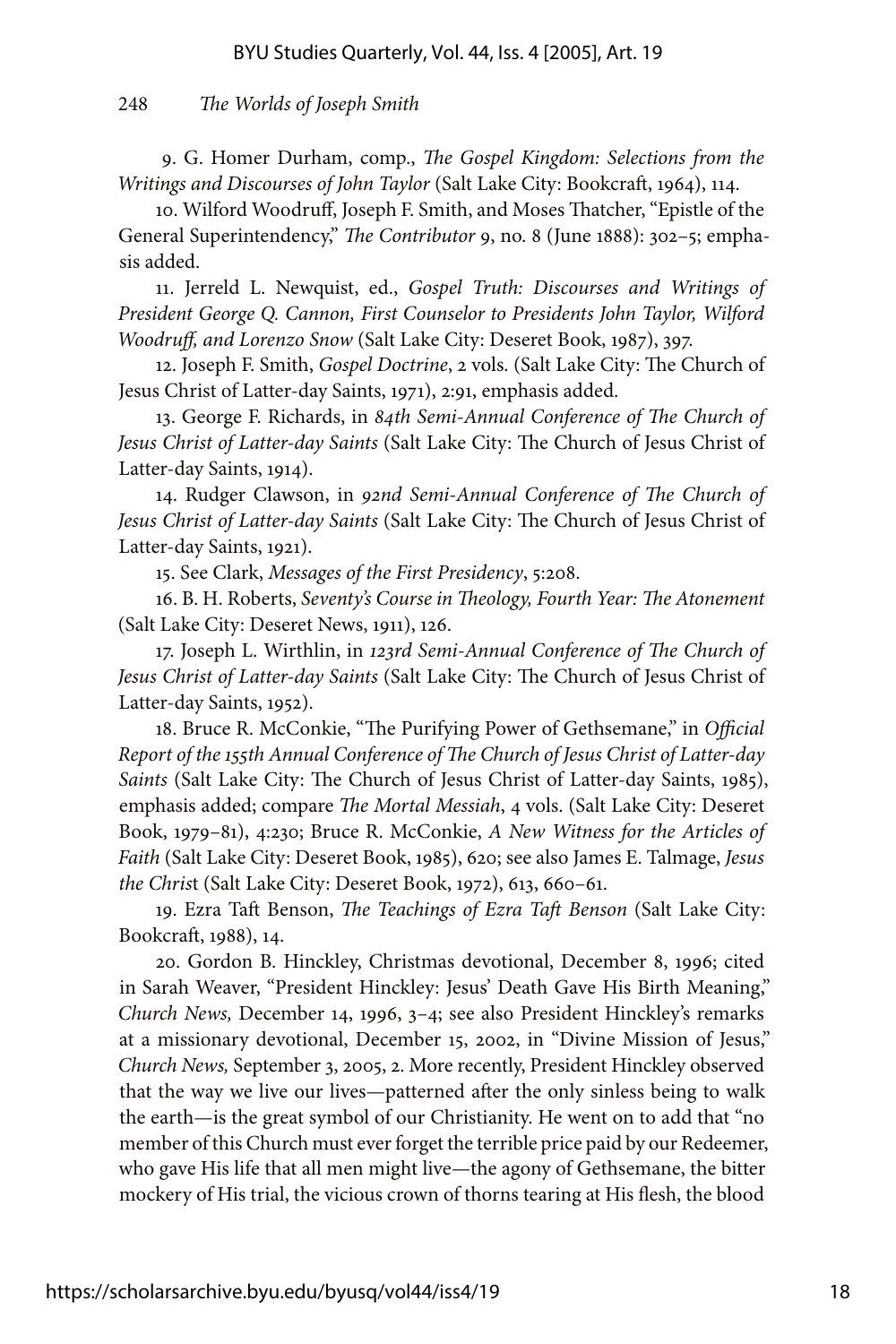9. G. Homer Durham, comp., *The Gospel Kingdom: Selections from the Writings and Discourses of John Taylor* (Salt Lake City: Bookcraft, 1964), 114.

10. Wilford Woodruff, Joseph F. Smith, and Moses Thatcher, "Epistle of the General Superintendency," *The Contributor* 9, no. 8 (June 1888): 302–5; emphasis added.

11. Jerreld L. Newquist, ed., *Gospel Truth: Discourses and Writings of President George Q. Cannon, First Counselor to Presidents John Taylor, Wilford Woodruff, and Lorenzo Snow* (Salt Lake City: Deseret Book, 1987), 397.

12. Joseph F. Smith, *Gospel Doctrine*, 2 vols. (Salt Lake City: The Church of Jesus Christ of Latter-day Saints, 1971), 2:91, emphasis added.

13. George F. Richards, in *84th Semi-Annual Conference of The Church of Jesus Christ of Latter-day Saints* (Salt Lake City: The Church of Jesus Christ of Latter-day Saints, 1914).

14. Rudger Clawson, in *92nd Semi-Annual Conference of The Church of Jesus Christ of Latter-day Saints* (Salt Lake City: The Church of Jesus Christ of Latter-day Saints, 1921).

15. See Clark, *Messages of the First Presidency*, 5:208.

16. B. H. Roberts, *Seventy's Course in Theology, Fourth Year: The Atonement* (Salt Lake City: Deseret News, 1911), 126.

17. Joseph L. Wirthlin, in *123rd Semi-Annual Conference of The Church of Jesus Christ of Latter-day Saints* (Salt Lake City: The Church of Jesus Christ of Latter-day Saints, 1952).

18. Bruce R. McConkie, "The Purifying Power of Gethsemane," in *Official Report of the 155th Annual Conference of The Church of Jesus Christ of Latter-day Saints* (Salt Lake City: The Church of Jesus Christ of Latter-day Saints, 1985), emphasis added; compare *The Mortal Messiah*, 4 vols. (Salt Lake City: Deseret Book, 1979–81), 4:230; Bruce R. McConkie, *A New Witness for the Articles of Faith* (Salt Lake City: Deseret Book, 1985), 620; see also James E. Talmage, *Jesus the Christ* (Salt Lake City: Deseret Book, 1972), 613, 660–61.

19. Ezra Taft Benson, *The Teachings of Ezra Taft Benson* (Salt Lake City: Bookcraft, 1988), 14.

20. Gordon B. Hinckley, Christmas devotional, December 8, 1996; cited in Sarah Weaver, "President Hinckley: Jesus' Death Gave His Birth Meaning," *Church News,* December 14, 1996, 3–4; see also President Hinckley's remarks at a missionary devotional, December 15, 2002, in "Divine Mission of Jesus," *Church News,* September 3, 2005, 2. More recently, President Hinckley observed that the way we live our lives—patterned after the only sinless being to walk the earth—is the great symbol of our Christianity. He went on to add that "no member of this Church must ever forget the terrible price paid by our Redeemer, who gave His life that all men might live—the agony of Gethsemane, the bitter mockery of His trial, the vicious crown of thorns tearing at His flesh, the blood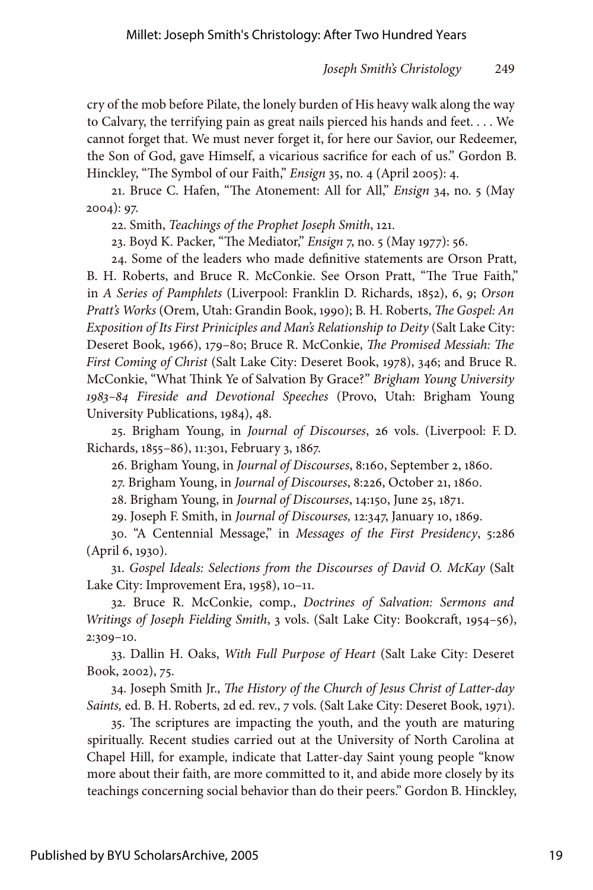cry of the mob before Pilate, the lonely burden of His heavy walk along the way to Calvary, the terrifying pain as great nails pierced his hands and feet. . . . We cannot forget that. We must never forget it, for here our Savior, our Redeemer, the Son of God, gave Himself, a vicarious sacrifice for each of us." Gordon B. Hinckley, "The Symbol of our Faith," *Ensign* 35, no. 4 (April 2005): 4.

21. Bruce C. Hafen, "The Atonement: All for All," *Ensign* 34, no. 5 (May 2004): 97.

22. Smith, *Teachings of the Prophet Joseph Smith*, 121.

23. Boyd K. Packer, "The Mediator," *Ensign* 7, no. 5 (May 1977): 56.

24. Some of the leaders who made definitive statements are Orson Pratt, B. H. Roberts, and Bruce R. McConkie. See Orson Pratt, "The True Faith," in *A Series of Pamphlets* (Liverpool: Franklin D. Richards, 1852), 6, 9; *Orson Pratt's Works* (Orem, Utah: Grandin Book, 1990); B. H. Roberts, *The Gospel: An Exposition of Its First Priniciples and Man's Relationship to Deity* (Salt Lake City: Deseret Book, 1966), 179–80; Bruce R. McConkie, *The Promised Messiah: The First Coming of Christ* (Salt Lake City: Deseret Book, 1978), 346; and Bruce R. McConkie, "What Think Ye of Salvation By Grace?" *Brigham Young University 1983–84 Fireside and Devotional Speeches* (Provo, Utah: Brigham Young University Publications, 1984), 48.

25. Brigham Young, in *Journal of Discourses*, 26 vols. (Liverpool: F. D. Richards, 1855–86), 11:301, February 3, 1867.

26. Brigham Young, in *Journal of Discourses*, 8:160, September 2, 1860.

27. Brigham Young, in *Journal of Discourses*, 8:226, October 21, 1860.

28. Brigham Young, in *Journal of Discourses*, 14:150, June 25, 1871.

29. Joseph F. Smith, in *Journal of Discourses,* 12:347, January 10, 1869.

30. "A Centennial Message," in *Messages of the First Presidency*, 5:286 (April 6, 1930).

31. *Gospel Ideals: Selections from the Discourses of David O. McKay* (Salt Lake City: Improvement Era, 1958), 10–11.

32. Bruce R. McConkie, comp., *Doctrines of Salvation: Sermons and Writings of Joseph Fielding Smith*, 3 vols. (Salt Lake City: Bookcraft, 1954–56), 2:309–10.

33. Dallin H. Oaks, *With Full Purpose of Heart* (Salt Lake City: Deseret Book, 2002), 75.

34. Joseph Smith Jr., *The History of the Church of Jesus Christ of Latter-day Saints,* ed. B. H. Roberts, 2d ed. rev., 7 vols. (Salt Lake City: Deseret Book, 1971).

35. The scriptures are impacting the youth, and the youth are maturing spiritually. Recent studies carried out at the University of North Carolina at Chapel Hill, for example, indicate that Latter-day Saint young people "know more about their faith, are more committed to it, and abide more closely by its teachings concerning social behavior than do their peers." Gordon B. Hinckley,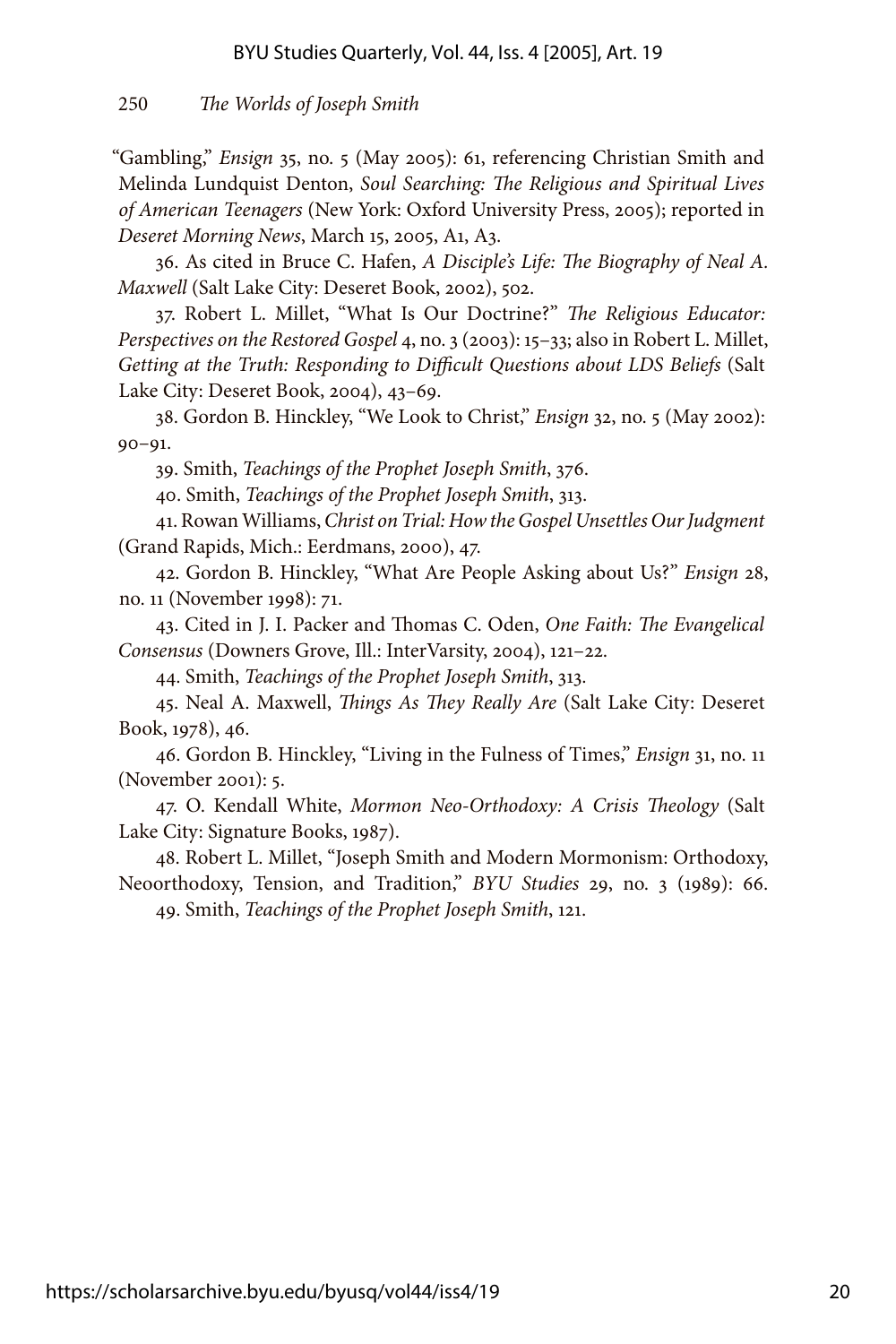"Gambling," *Ensign* 35, no. 5 (May 2005): 61, referencing Christian Smith and Melinda Lundquist Denton, *Soul Searching: The Religious and Spiritual Lives of American Teenagers* (New York: Oxford University Press, 2005); reported in *Deseret Morning News*, March 15, 2005, A1, A3.

36. As cited in Bruce C. Hafen, *A Disciple's Life: The Biography of Neal A. Maxwell* (Salt Lake City: Deseret Book, 2002), 502.

37. Robert L. Millet, "What Is Our Doctrine?" *The Religious Educator: Perspectives on the Restored Gospel* 4, no. 3 (2003): 15–33; also in Robert L. Millet, *Getting at the Truth: Responding to Difficult Questions about LDS Beliefs* (Salt Lake City: Deseret Book, 2004), 43–69.

38. Gordon B. Hinckley, "We Look to Christ," *Ensign* 32, no. 5 (May 2002): 90–91.

39. Smith, *Teachings of the Prophet Joseph Smith*, 376.

40. Smith, *Teachings of the Prophet Joseph Smith*, 313.

41. Rowan Williams, *Christ on Trial: How the Gospel Unsettles Our Judgment* (Grand Rapids, Mich.: Eerdmans, 2000), 47.

42. Gordon B. Hinckley, "What Are People Asking about Us?" *Ensign* 28, no. 11 (November 1998): 71.

43. Cited in J. I. Packer and Thomas C. Oden, *One Faith: The Evangelical Consensus* (Downers Grove, Ill.: InterVarsity, 2004), 121–22.

44. Smith, *Teachings of the Prophet Joseph Smith*, 313.

45. Neal A. Maxwell, *Things As They Really Are* (Salt Lake City: Deseret Book, 1978), 46.

46. Gordon B. Hinckley, "Living in the Fulness of Times," *Ensign* 31, no. 11 (November 2001): 5.

47. O. Kendall White, *Mormon Neo-Orthodoxy: A Crisis Theology* (Salt Lake City: Signature Books, 1987).

48. Robert L. Millet, "Joseph Smith and Modern Mormonism: Orthodoxy, Neoorthodoxy, Tension, and Tradition," *BYU Studies* 29, no. 3 (1989): 66.

49. Smith, *Teachings of the Prophet Joseph Smith*, 121.